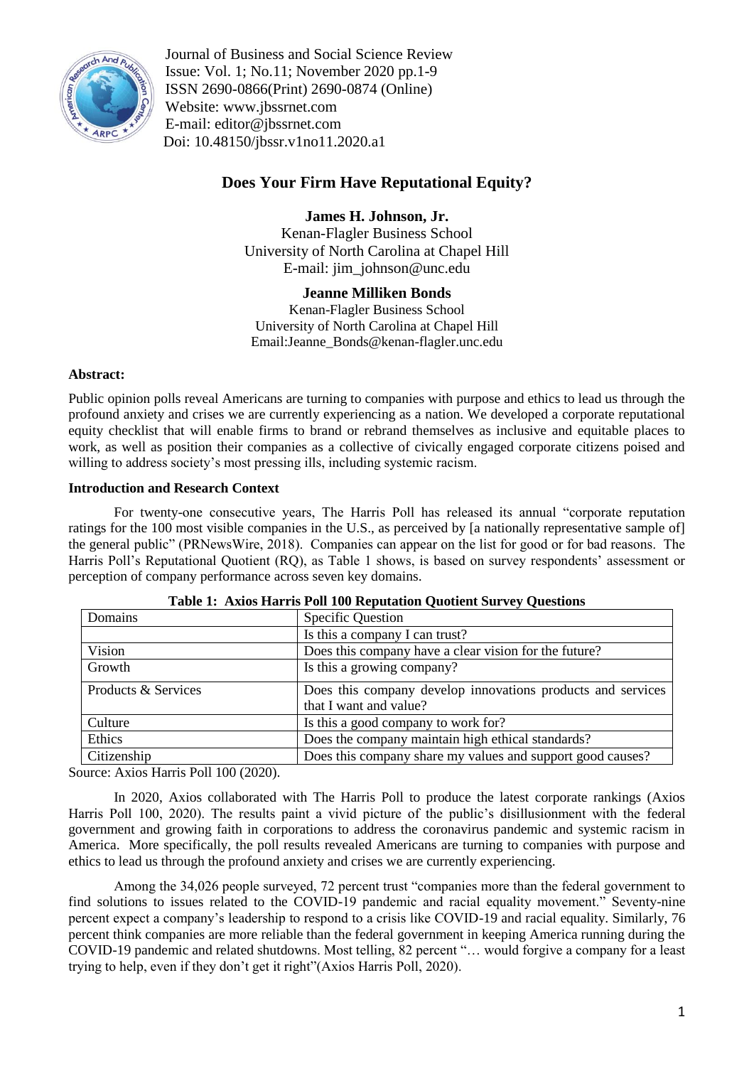Journal of Business and Social Science Review
Issue: Vol. 1; No.11; November 2020 pp.1-9
ISSN 2690-0866(Print) 2690-0874 (Online)
Website: www.jbssrnet.com
E-mail: editor@jbssrnet.com
Doi: 10.48150/jbssr.v1no11.2020.a1

# Does Your Firm Have Reputational Equity?

**James H. Johnson, Jr.**
Kenan-Flagler Business School
University of North Carolina at Chapel Hill
E-mail: jim_johnson@unc.edu

**Jeanne Milliken Bonds**
Kenan-Flagler Business School
University of North Carolina at Chapel Hill
Email:Jeanne_Bonds@kenan-flagler.unc.edu

**Abstract:**

Public opinion polls reveal Americans are turning to companies with purpose and ethics to lead us through the profound anxiety and crises we are currently experiencing as a nation. We developed a corporate reputational equity checklist that will enable firms to brand or rebrand themselves as inclusive and equitable places to work, as well as position their companies as a collective of civically engaged corporate citizens poised and willing to address society's most pressing ills, including systemic racism.

**Introduction and Research Context**

For twenty-one consecutive years, The Harris Poll has released its annual "corporate reputation ratings for the 100 most visible companies in the U.S., as perceived by [a nationally representative sample of] the general public" (PRNewsWire, 2018). Companies can appear on the list for good or for bad reasons. The Harris Poll's Reputational Quotient (RQ), as Table 1 shows, is based on survey respondents' assessment or perception of company performance across seven key domains.

**Table 1: Axios Harris Poll 100 Reputation Quotient Survey Questions**

| Domains | Specific Question |
|---|---|
| | Is this a company I can trust? |
| Vision | Does this company have a clear vision for the future? |
| Growth | Is this a growing company? |
| Products & Services | Does this company develop innovations products and services that I want and value? |
| Culture | Is this a good company to work for? |
| Ethics | Does the company maintain high ethical standards? |
| Citizenship | Does this company share my values and support good causes? |

Source: Axios Harris Poll 100 (2020).

In 2020, Axios collaborated with The Harris Poll to produce the latest corporate rankings (Axios Harris Poll 100, 2020). The results paint a vivid picture of the public's disillusionment with the federal government and growing faith in corporations to address the coronavirus pandemic and systemic racism in America. More specifically, the poll results revealed Americans are turning to companies with purpose and ethics to lead us through the profound anxiety and crises we are currently experiencing.

Among the 34,026 people surveyed, 72 percent trust "companies more than the federal government to find solutions to issues related to the COVID-19 pandemic and racial equality movement." Seventy-nine percent expect a company's leadership to respond to a crisis like COVID-19 and racial equality. Similarly, 76 percent think companies are more reliable than the federal government in keeping America running during the COVID-19 pandemic and related shutdowns. Most telling, 82 percent "… would forgive a company for a least trying to help, even if they don't get it right"(Axios Harris Poll, 2020).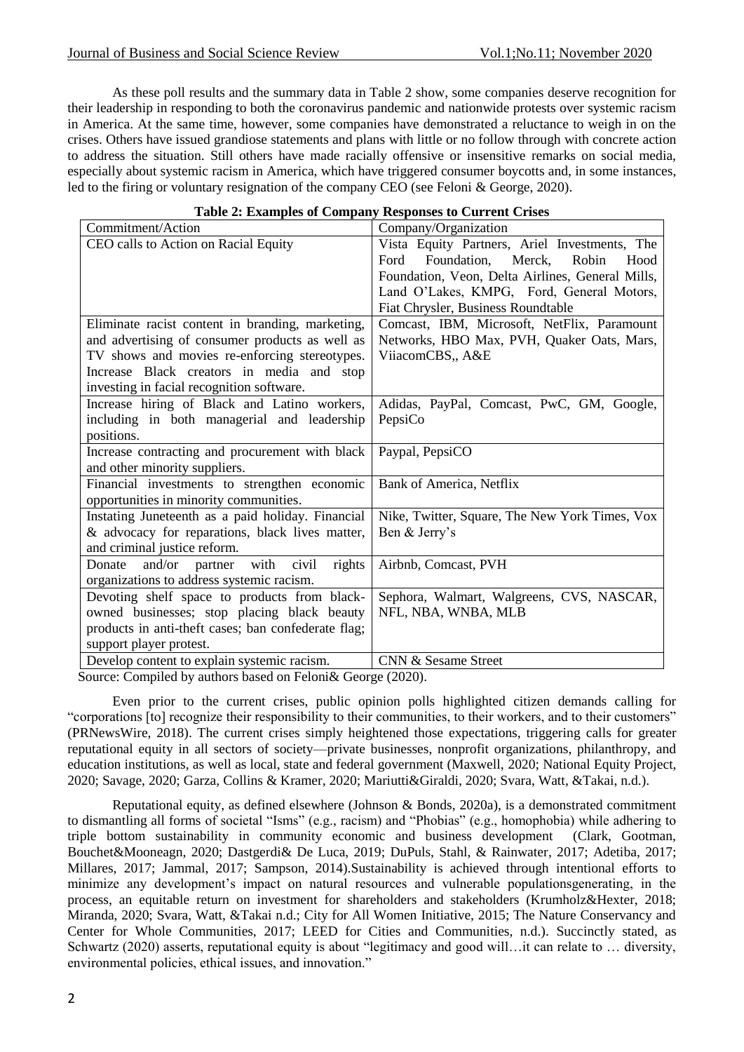As these poll results and the summary data in Table 2 show, some companies deserve recognition for their leadership in responding to both the coronavirus pandemic and nationwide protests over systemic racism in America. At the same time, however, some companies have demonstrated a reluctance to weigh in on the crises. Others have issued grandiose statements and plans with little or no follow through with concrete action to address the situation. Still others have made racially offensive or insensitive remarks on social media, especially about systemic racism in America, which have triggered consumer boycotts and, in some instances, led to the firing or voluntary resignation of the company CEO (see Feloni & George, 2020).

**Table 2: Examples of Company Responses to Current Crises**

| Commitment/Action | Company/Organization |
|---|---|
| CEO calls to Action on Racial Equity | Vista Equity Partners, Ariel Investments, The Ford Foundation, Merck, Robin Hood Foundation, Veon, Delta Airlines, General Mills, Land O'Lakes, KMPG, Ford, General Motors, Fiat Chrysler, Business Roundtable |
| Eliminate racist content in branding, marketing, and advertising of consumer products as well as TV shows and movies re-enforcing stereotypes. Increase Black creators in media and stop investing in facial recognition software. | Comcast, IBM, Microsoft, NetFlix, Paramount Networks, HBO Max, PVH, Quaker Oats, Mars, ViiacomCBS,, A&E |
| Increase hiring of Black and Latino workers, including in both managerial and leadership positions. | Adidas, PayPal, Comcast, PwC, GM, Google, PepsiCo |
| Increase contracting and procurement with black and other minority suppliers. | Paypal, PepsiCO |
| Financial investments to strengthen economic opportunities in minority communities. | Bank of America, Netflix |
| Instating Juneteenth as a paid holiday. Financial & advocacy for reparations, black lives matter, and criminal justice reform. | Nike, Twitter, Square, The New York Times, Vox Ben & Jerry's |
| Donate and/or partner with civil rights organizations to address systemic racism. | Airbnb, Comcast, PVH |
| Devoting shelf space to products from black-owned businesses; stop placing black beauty products in anti-theft cases; ban confederate flag; support player protest. | Sephora, Walmart, Walgreens, CVS, NASCAR, NFL, NBA, WNBA, MLB |
| Develop content to explain systemic racism. | CNN & Sesame Street |

Source: Compiled by authors based on Feloni& George (2020).

Even prior to the current crises, public opinion polls highlighted citizen demands calling for "corporations [to] recognize their responsibility to their communities, to their workers, and to their customers" (PRNewsWire, 2018). The current crises simply heightened those expectations, triggering calls for greater reputational equity in all sectors of society—private businesses, nonprofit organizations, philanthropy, and education institutions, as well as local, state and federal government (Maxwell, 2020; National Equity Project, 2020; Savage, 2020; Garza, Collins & Kramer, 2020; Mariutti&Giraldi, 2020; Svara, Watt, &Takai, n.d.).

Reputational equity, as defined elsewhere (Johnson & Bonds, 2020a), is a demonstrated commitment to dismantling all forms of societal "Isms" (e.g., racism) and "Phobias" (e.g., homophobia) while adhering to triple bottom sustainability in community economic and business development (Clark, Gootman, Bouchet&Mooneagn, 2020; Dastgerdi& De Luca, 2019; DuPuls, Stahl, & Rainwater, 2017; Adetiba, 2017; Millares, 2017; Jammal, 2017; Sampson, 2014).Sustainability is achieved through intentional efforts to minimize any development's impact on natural resources and vulnerable populationsgenerating, in the process, an equitable return on investment for shareholders and stakeholders (Krumholz&Hexter, 2018; Miranda, 2020; Svara, Watt, &Takai n.d.; City for All Women Initiative, 2015; The Nature Conservancy and Center for Whole Communities, 2017; LEED for Cities and Communities, n.d.). Succinctly stated, as Schwartz (2020) asserts, reputational equity is about "legitimacy and good will…it can relate to … diversity, environmental policies, ethical issues, and innovation."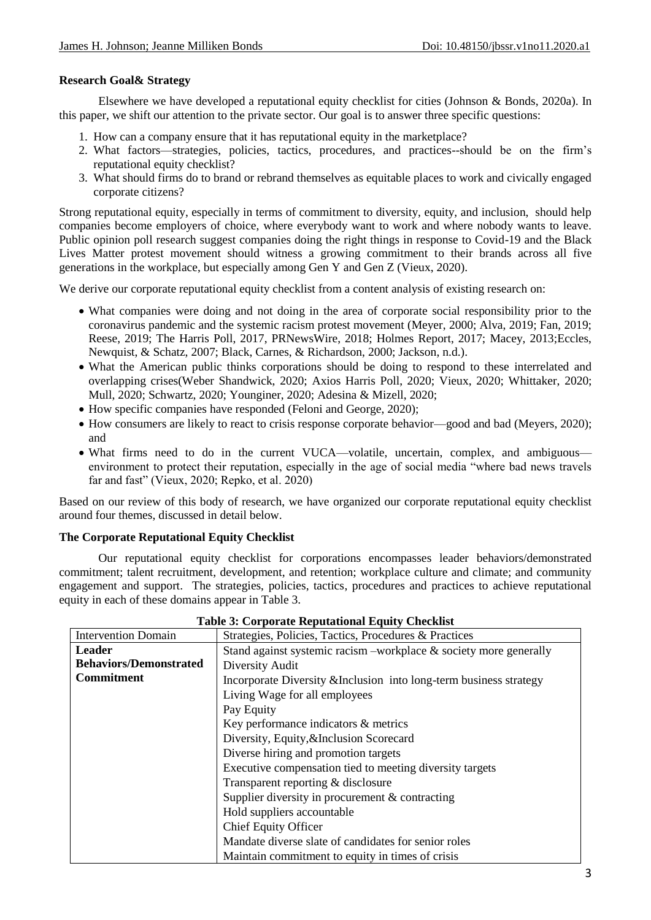**Research Goal& Strategy**

Elsewhere we have developed a reputational equity checklist for cities (Johnson & Bonds, 2020a). In this paper, we shift our attention to the private sector. Our goal is to answer three specific questions:

1. How can a company ensure that it has reputational equity in the marketplace?
2. What factors—strategies, policies, tactics, procedures, and practices--should be on the firm's reputational equity checklist?
3. What should firms do to brand or rebrand themselves as equitable places to work and civically engaged corporate citizens?

Strong reputational equity, especially in terms of commitment to diversity, equity, and inclusion, should help companies become employers of choice, where everybody want to work and where nobody wants to leave. Public opinion poll research suggest companies doing the right things in response to Covid-19 and the Black Lives Matter protest movement should witness a growing commitment to their brands across all five generations in the workplace, but especially among Gen Y and Gen Z (Vieux, 2020).

We derive our corporate reputational equity checklist from a content analysis of existing research on:

- What companies were doing and not doing in the area of corporate social responsibility prior to the coronavirus pandemic and the systemic racism protest movement (Meyer, 2000; Alva, 2019; Fan, 2019; Reese, 2019; The Harris Poll, 2017, PRNewsWire, 2018; Holmes Report, 2017; Macey, 2013;Eccles, Newquist, & Schatz, 2007; Black, Carnes, & Richardson, 2000; Jackson, n.d.).
- What the American public thinks corporations should be doing to respond to these interrelated and overlapping crises(Weber Shandwick, 2020; Axios Harris Poll, 2020; Vieux, 2020; Whittaker, 2020; Mull, 2020; Schwartz, 2020; Younginer, 2020; Adesina & Mizell, 2020;
- How specific companies have responded (Feloni and George, 2020);
- How consumers are likely to react to crisis response corporate behavior—good and bad (Meyers, 2020); and
- What firms need to do in the current VUCA—volatile, uncertain, complex, and ambiguous—environment to protect their reputation, especially in the age of social media "where bad news travels far and fast" (Vieux, 2020; Repko, et al. 2020)

Based on our review of this body of research, we have organized our corporate reputational equity checklist around four themes, discussed in detail below.

**The Corporate Reputational Equity Checklist**

Our reputational equity checklist for corporations encompasses leader behaviors/demonstrated commitment; talent recruitment, development, and retention; workplace culture and climate; and community engagement and support. The strategies, policies, tactics, procedures and practices to achieve reputational equity in each of these domains appear in Table 3.

**Table 3: Corporate Reputational Equity Checklist**

| Intervention Domain | Strategies, Policies, Tactics, Procedures & Practices |
|---|---|
| **Leader Behaviors/Demonstrated Commitment** | Stand against systemic racism –workplace & society more generally |
| | Diversity Audit |
| | Incorporate Diversity &Inclusion into long-term business strategy |
| | Living Wage for all employees |
| | Pay Equity |
| | Key performance indicators & metrics |
| | Diversity, Equity,&Inclusion Scorecard |
| | Diverse hiring and promotion targets |
| | Executive compensation tied to meeting diversity targets |
| | Transparent reporting & disclosure |
| | Supplier diversity in procurement & contracting |
| | Hold suppliers accountable |
| | Chief Equity Officer |
| | Mandate diverse slate of candidates for senior roles |
| | Maintain commitment to equity in times of crisis |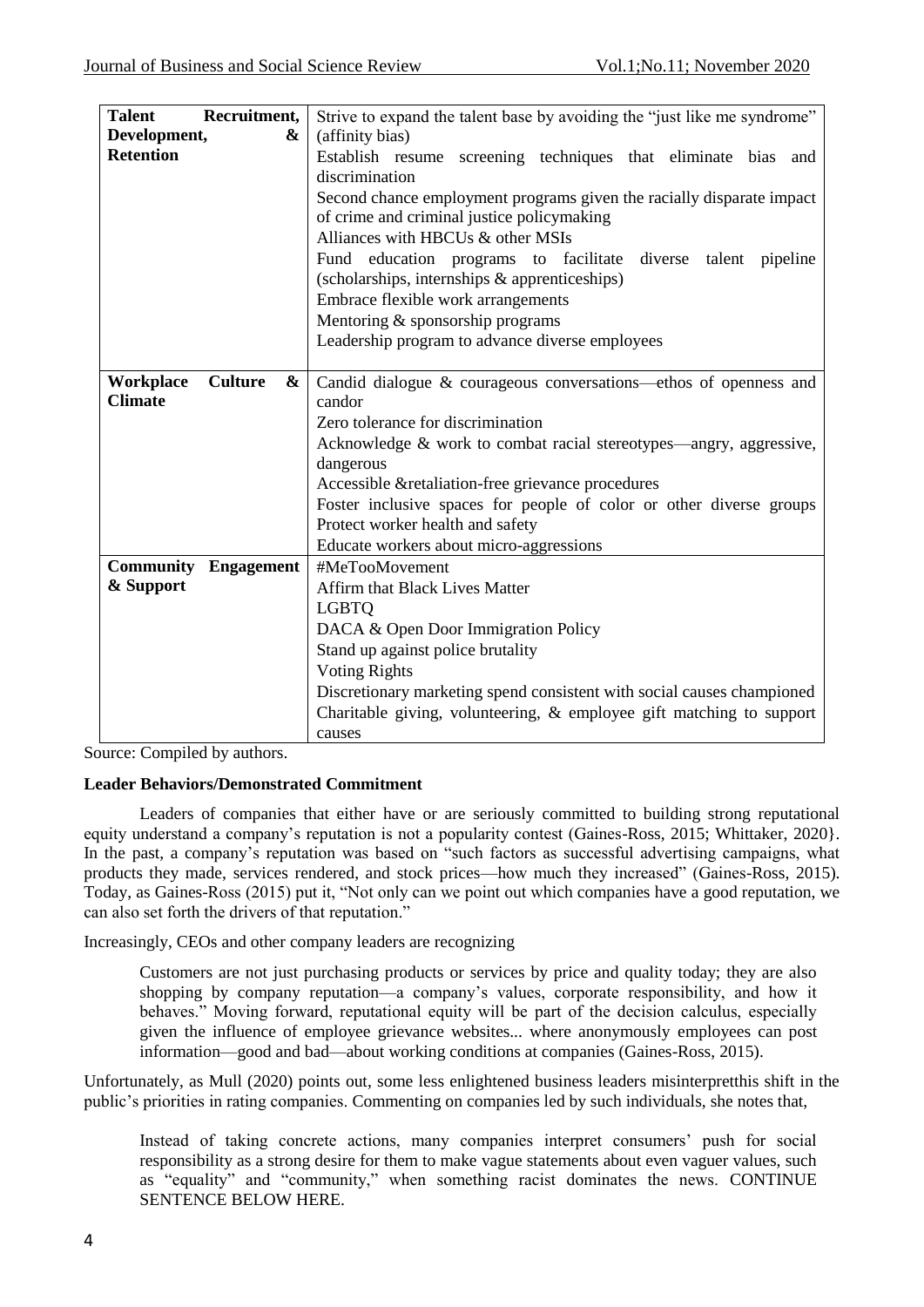| | |
|---|---|
| **Talent Recruitment, Development, & Retention** | Strive to expand the talent base by avoiding the "just like me syndrome" (affinity bias)<br>Establish resume screening techniques that eliminate bias and discrimination<br>Second chance employment programs given the racially disparate impact of crime and criminal justice policymaking<br>Alliances with HBCUs & other MSIs<br>Fund education programs to facilitate diverse talent pipeline (scholarships, internships & apprenticeships)<br>Embrace flexible work arrangements<br>Mentoring & sponsorship programs<br>Leadership program to advance diverse employees |
| **Workplace Culture & Climate** | Candid dialogue & courageous conversations—ethos of openness and candor<br>Zero tolerance for discrimination<br>Acknowledge & work to combat racial stereotypes—angry, aggressive, dangerous<br>Accessible &retaliation-free grievance procedures<br>Foster inclusive spaces for people of color or other diverse groups<br>Protect worker health and safety<br>Educate workers about micro-aggressions |
| **Community Engagement & Support** | #MeTooMovement<br>Affirm that Black Lives Matter<br>LGBTQ<br>DACA & Open Door Immigration Policy<br>Stand up against police brutality<br>Voting Rights<br>Discretionary marketing spend consistent with social causes championed<br>Charitable giving, volunteering, & employee gift matching to support causes |

Source: Compiled by authors.

**Leader Behaviors/Demonstrated Commitment**

Leaders of companies that either have or are seriously committed to building strong reputational equity understand a company's reputation is not a popularity contest (Gaines-Ross, 2015; Whittaker, 2020}. In the past, a company's reputation was based on "such factors as successful advertising campaigns, what products they made, services rendered, and stock prices—how much they increased" (Gaines-Ross, 2015). Today, as Gaines-Ross (2015) put it, "Not only can we point out which companies have a good reputation, we can also set forth the drivers of that reputation."

Increasingly, CEOs and other company leaders are recognizing

> Customers are not just purchasing products or services by price and quality today; they are also shopping by company reputation—a company's values, corporate responsibility, and how it behaves." Moving forward, reputational equity will be part of the decision calculus, especially given the influence of employee grievance websites... where anonymously employees can post information—good and bad—about working conditions at companies (Gaines-Ross, 2015).

Unfortunately, as Mull (2020) points out, some less enlightened business leaders misinterpretthis shift in the public's priorities in rating companies. Commenting on companies led by such individuals, she notes that,

> Instead of taking concrete actions, many companies interpret consumers' push for social responsibility as a strong desire for them to make vague statements about even vaguer values, such as "equality" and "community," when something racist dominates the news. CONTINUE SENTENCE BELOW HERE.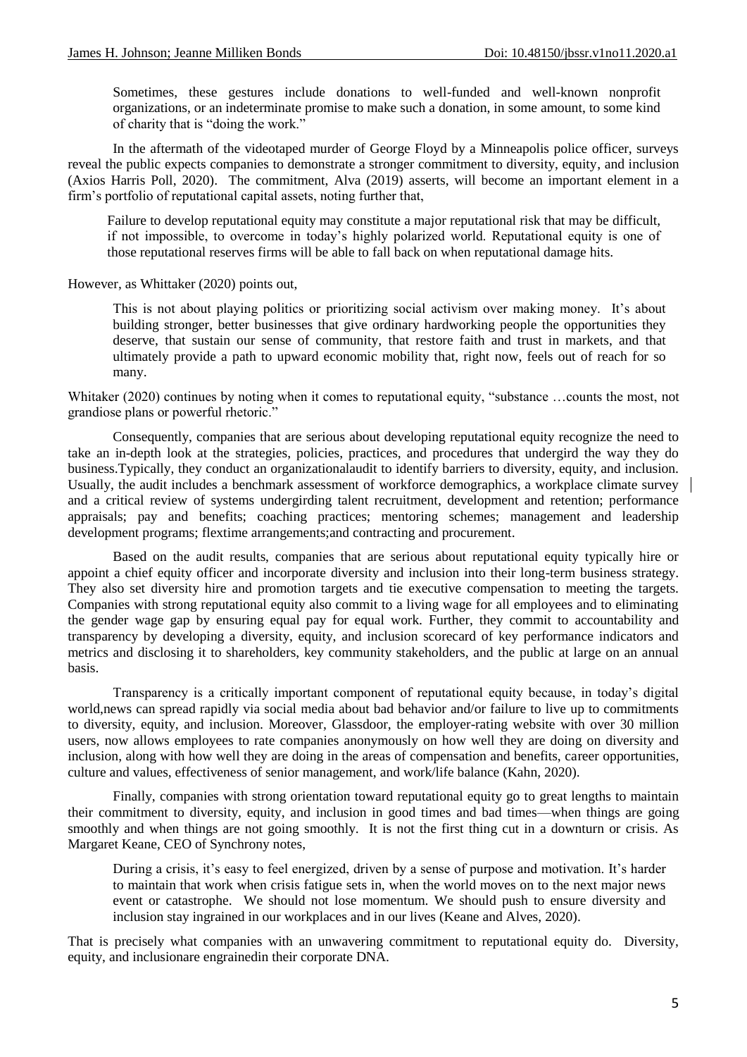> Sometimes, these gestures include donations to well-funded and well-known nonprofit organizations, or an indeterminate promise to make such a donation, in some amount, to some kind of charity that is "doing the work."

In the aftermath of the videotaped murder of George Floyd by a Minneapolis police officer, surveys reveal the public expects companies to demonstrate a stronger commitment to diversity, equity, and inclusion (Axios Harris Poll, 2020). The commitment, Alva (2019) asserts, will become an important element in a firm's portfolio of reputational capital assets, noting further that,

> Failure to develop reputational equity may constitute a major reputational risk that may be difficult, if not impossible, to overcome in today's highly polarized world. Reputational equity is one of those reputational reserves firms will be able to fall back on when reputational damage hits.

However, as Whittaker (2020) points out,

> This is not about playing politics or prioritizing social activism over making money. It's about building stronger, better businesses that give ordinary hardworking people the opportunities they deserve, that sustain our sense of community, that restore faith and trust in markets, and that ultimately provide a path to upward economic mobility that, right now, feels out of reach for so many.

Whitaker (2020) continues by noting when it comes to reputational equity, "substance …counts the most, not grandiose plans or powerful rhetoric."

Consequently, companies that are serious about developing reputational equity recognize the need to take an in-depth look at the strategies, policies, practices, and procedures that undergird the way they do business.Typically, they conduct an organizationalaudit to identify barriers to diversity, equity, and inclusion. Usually, the audit includes a benchmark assessment of workforce demographics, a workplace climate survey and a critical review of systems undergirding talent recruitment, development and retention; performance appraisals; pay and benefits; coaching practices; mentoring schemes; management and leadership development programs; flextime arrangements;and contracting and procurement.

Based on the audit results, companies that are serious about reputational equity typically hire or appoint a chief equity officer and incorporate diversity and inclusion into their long-term business strategy. They also set diversity hire and promotion targets and tie executive compensation to meeting the targets. Companies with strong reputational equity also commit to a living wage for all employees and to eliminating the gender wage gap by ensuring equal pay for equal work. Further, they commit to accountability and transparency by developing a diversity, equity, and inclusion scorecard of key performance indicators and metrics and disclosing it to shareholders, key community stakeholders, and the public at large on an annual basis.

Transparency is a critically important component of reputational equity because, in today's digital world,news can spread rapidly via social media about bad behavior and/or failure to live up to commitments to diversity, equity, and inclusion. Moreover, Glassdoor, the employer-rating website with over 30 million users, now allows employees to rate companies anonymously on how well they are doing on diversity and inclusion, along with how well they are doing in the areas of compensation and benefits, career opportunities, culture and values, effectiveness of senior management, and work/life balance (Kahn, 2020).

Finally, companies with strong orientation toward reputational equity go to great lengths to maintain their commitment to diversity, equity, and inclusion in good times and bad times—when things are going smoothly and when things are not going smoothly. It is not the first thing cut in a downturn or crisis. As Margaret Keane, CEO of Synchrony notes,

> During a crisis, it's easy to feel energized, driven by a sense of purpose and motivation. It's harder to maintain that work when crisis fatigue sets in, when the world moves on to the next major news event or catastrophe. We should not lose momentum. We should push to ensure diversity and inclusion stay ingrained in our workplaces and in our lives (Keane and Alves, 2020).

That is precisely what companies with an unwavering commitment to reputational equity do. Diversity, equity, and inclusionare engrainedin their corporate DNA.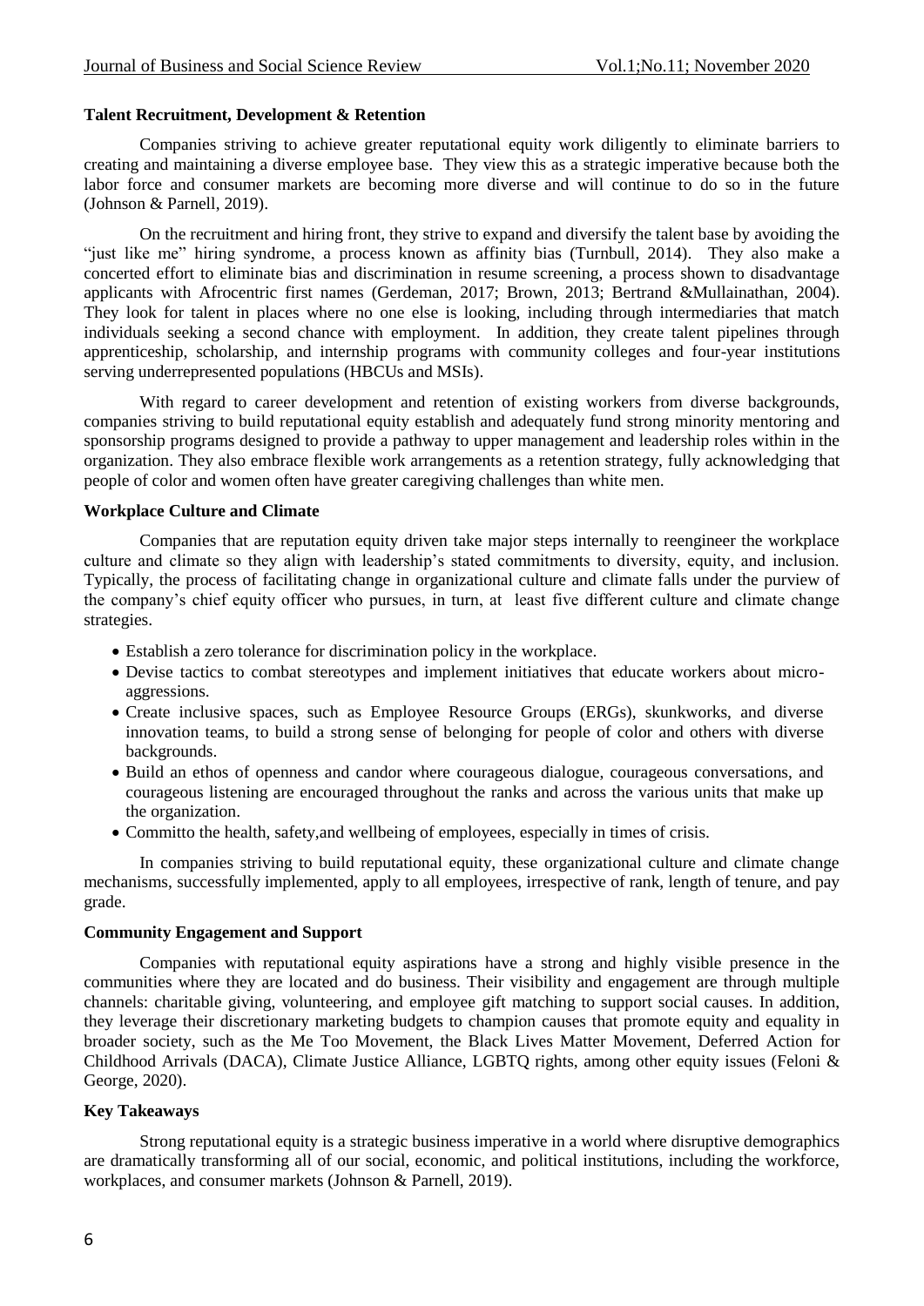**Talent Recruitment, Development & Retention**

Companies striving to achieve greater reputational equity work diligently to eliminate barriers to creating and maintaining a diverse employee base. They view this as a strategic imperative because both the labor force and consumer markets are becoming more diverse and will continue to do so in the future (Johnson & Parnell, 2019).

On the recruitment and hiring front, they strive to expand and diversify the talent base by avoiding the "just like me" hiring syndrome, a process known as affinity bias (Turnbull, 2014). They also make a concerted effort to eliminate bias and discrimination in resume screening, a process shown to disadvantage applicants with Afrocentric first names (Gerdeman, 2017; Brown, 2013; Bertrand &Mullainathan, 2004). They look for talent in places where no one else is looking, including through intermediaries that match individuals seeking a second chance with employment. In addition, they create talent pipelines through apprenticeship, scholarship, and internship programs with community colleges and four-year institutions serving underrepresented populations (HBCUs and MSIs).

With regard to career development and retention of existing workers from diverse backgrounds, companies striving to build reputational equity establish and adequately fund strong minority mentoring and sponsorship programs designed to provide a pathway to upper management and leadership roles within in the organization. They also embrace flexible work arrangements as a retention strategy, fully acknowledging that people of color and women often have greater caregiving challenges than white men.

**Workplace Culture and Climate**

Companies that are reputation equity driven take major steps internally to reengineer the workplace culture and climate so they align with leadership's stated commitments to diversity, equity, and inclusion. Typically, the process of facilitating change in organizational culture and climate falls under the purview of the company's chief equity officer who pursues, in turn, at least five different culture and climate change strategies.

- Establish a zero tolerance for discrimination policy in the workplace.
- Devise tactics to combat stereotypes and implement initiatives that educate workers about micro-aggressions.
- Create inclusive spaces, such as Employee Resource Groups (ERGs), skunkworks, and diverse innovation teams, to build a strong sense of belonging for people of color and others with diverse backgrounds.
- Build an ethos of openness and candor where courageous dialogue, courageous conversations, and courageous listening are encouraged throughout the ranks and across the various units that make up the organization.
- Committo the health, safety,and wellbeing of employees, especially in times of crisis.

In companies striving to build reputational equity, these organizational culture and climate change mechanisms, successfully implemented, apply to all employees, irrespective of rank, length of tenure, and pay grade.

**Community Engagement and Support**

Companies with reputational equity aspirations have a strong and highly visible presence in the communities where they are located and do business. Their visibility and engagement are through multiple channels: charitable giving, volunteering, and employee gift matching to support social causes. In addition, they leverage their discretionary marketing budgets to champion causes that promote equity and equality in broader society, such as the Me Too Movement, the Black Lives Matter Movement, Deferred Action for Childhood Arrivals (DACA), Climate Justice Alliance, LGBTQ rights, among other equity issues (Feloni & George, 2020).

**Key Takeaways**

Strong reputational equity is a strategic business imperative in a world where disruptive demographics are dramatically transforming all of our social, economic, and political institutions, including the workforce, workplaces, and consumer markets (Johnson & Parnell, 2019).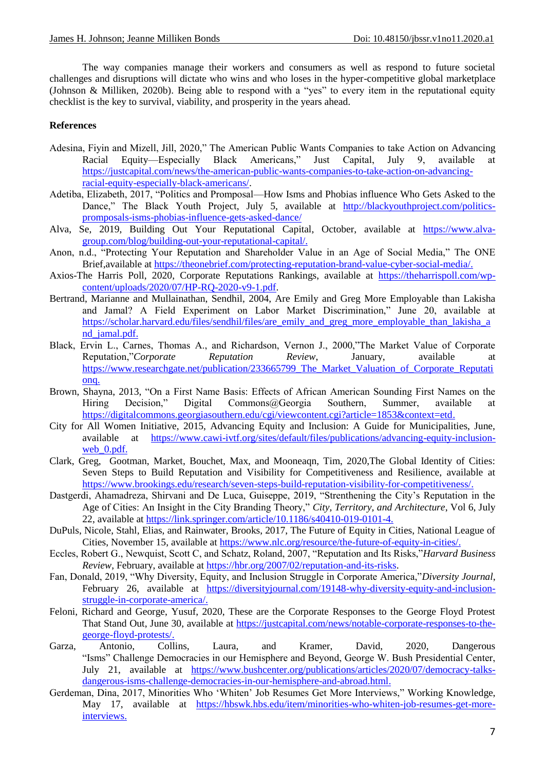The way companies manage their workers and consumers as well as respond to future societal challenges and disruptions will dictate who wins and who loses in the hyper-competitive global marketplace (Johnson & Milliken, 2020b). Being able to respond with a "yes" to every item in the reputational equity checklist is the key to survival, viability, and prosperity in the years ahead.

**References**

Adesina, Fiyin and Mizell, Jill, 2020," The American Public Wants Companies to take Action on Advancing Racial Equity—Especially Black Americans," Just Capital, July 9, available at https://justcapital.com/news/the-american-public-wants-companies-to-take-action-on-advancing-racial-equity-especially-black-americans/.

Adetiba, Elizabeth, 2017, "Politics and Promposal—How Isms and Phobias influence Who Gets Asked to the Dance," The Black Youth Project, July 5, available at http://blackyouthproject.com/politics-promposals-isms-phobias-influence-gets-asked-dance/

Alva, Se, 2019, Building Out Your Reputational Capital, October, available at https://www.alva-group.com/blog/building-out-your-reputational-capital/.

Anon, n.d., "Protecting Your Reputation and Shareholder Value in an Age of Social Media," The ONE Brief,available at https://theonebrief.com/protecting-reputation-brand-value-cyber-social-media/.

Axios-The Harris Poll, 2020, Corporate Reputations Rankings, available at https://theharrispoll.com/wp-content/uploads/2020/07/HP-RQ-2020-v9-1.pdf.

Bertrand, Marianne and Mullainathan, Sendhil, 2004, Are Emily and Greg More Employable than Lakisha and Jamal? A Field Experiment on Labor Market Discrimination," June 20, available at https://scholar.harvard.edu/files/sendhil/files/are_emily_and_greg_more_employable_than_lakisha_and_jamal.pdf.

Black, Ervin L., Carnes, Thomas A., and Richardson, Vernon J., 2000,"The Market Value of Corporate Reputation,"*Corporate Reputation Review*, January, available at https://www.researchgate.net/publication/233665799_The_Market_Valuation_of_Corporate_Reputationq.

Brown, Shayna, 2013, "On a First Name Basis: Effects of African American Sounding First Names on the Hiring Decision," Digital Commons@Georgia Southern, Summer, available at https://digitalcommons.georgiasouthern.edu/cgi/viewcontent.cgi?article=1853&context=etd.

City for All Women Initiative, 2015, Advancing Equity and Inclusion: A Guide for Municipalities, June, available at https://www.cawi-ivtf.org/sites/default/files/publications/advancing-equity-inclusion-web_0.pdf.

Clark, Greg, Gootman, Market, Bouchet, Max, and Mooneaqn, Tim, 2020,The Global Identity of Cities: Seven Steps to Build Reputation and Visibility for Competitiveness and Resilience, available at https://www.brookings.edu/research/seven-steps-build-reputation-visibility-for-competitiveness/.

Dastgerdi, Ahamadreza, Shirvani and De Luca, Guiseppe, 2019, "Strenthening the City's Reputation in the Age of Cities: An Insight in the City Branding Theory," *City, Territory, and Architecture*, Vol 6, July 22, available at https://link.springer.com/article/10.1186/s40410-019-0101-4.

DuPuls, Nicole, Stahl, Elias, and Rainwater, Brooks, 2017, The Future of Equity in Cities, National League of Cities, November 15, available at https://www.nlc.org/resource/the-future-of-equity-in-cities/.

Eccles, Robert G., Newquist, Scott C, and Schatz, Roland, 2007, "Reputation and Its Risks,"*Harvard Business Review*, February, available at https://hbr.org/2007/02/reputation-and-its-risks.

Fan, Donald, 2019, "Why Diversity, Equity, and Inclusion Struggle in Corporate America,"*Diversity Journal*, February 26, available at https://diversityjournal.com/19148-why-diversity-equity-and-inclusion-struggle-in-corporate-america/.

Feloni, Richard and George, Yusuf, 2020, These are the Corporate Responses to the George Floyd Protest That Stand Out, June 30, available at https://justcapital.com/news/notable-corporate-responses-to-the-george-floyd-protests/.

Garza, Antonio, Collins, Laura, and Kramer, David, 2020, Dangerous "Isms" Challenge Democracies in our Hemisphere and Beyond, George W. Bush Presidential Center, July 21, available at https://www.bushcenter.org/publications/articles/2020/07/democracy-talks-dangerous-isms-challenge-democracies-in-our-hemisphere-and-abroad.html.

Gerdeman, Dina, 2017, Minorities Who 'Whiten' Job Resumes Get More Interviews," Working Knowledge, May 17, available at https://hbswk.hbs.edu/item/minorities-who-whiten-job-resumes-get-more-interviews.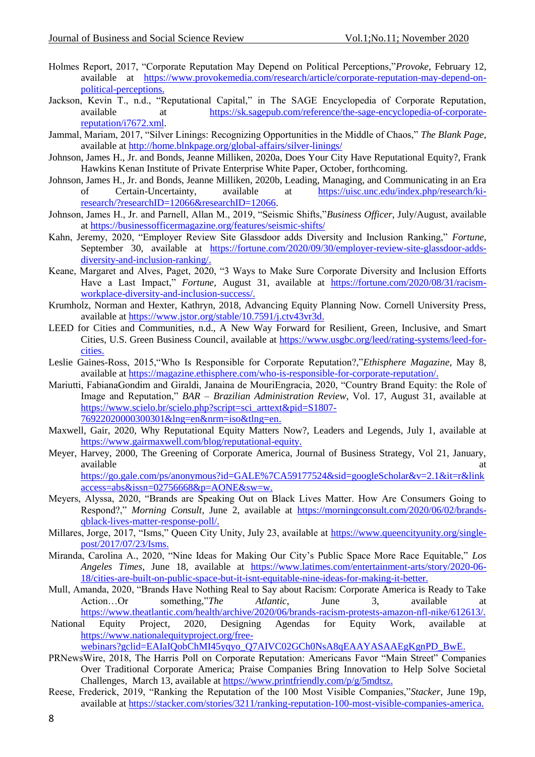Holmes Report, 2017, "Corporate Reputation May Depend on Political Perceptions,"*Provoke*, February 12, available at https://www.provokemedia.com/research/article/corporate-reputation-may-depend-on-political-perceptions.

Jackson, Kevin T., n.d., "Reputational Capital," in The SAGE Encyclopedia of Corporate Reputation, available at https://sk.sagepub.com/reference/the-sage-encyclopedia-of-corporate-reputation/i7672.xml.

Jammal, Mariam, 2017, "Silver Linings: Recognizing Opportunities in the Middle of Chaos," *The Blank Page*, available at http://home.blnkpage.org/global-affairs/silver-linings/

Johnson, James H., Jr. and Bonds, Jeanne Milliken, 2020a, Does Your City Have Reputational Equity?, Frank Hawkins Kenan Institute of Private Enterprise White Paper, October, forthcoming.

Johnson, James H., Jr. and Bonds, Jeanne Milliken, 2020b, Leading, Managing, and Communicating in an Era of Certain-Uncertainty, available at https://uisc.unc.edu/index.php/research/ki-research/?researchID=12066&researchID=12066.

Johnson, James H., Jr. and Parnell, Allan M., 2019, "Seismic Shifts,"*Business Officer*, July/August, available at https://businessofficermagazine.org/features/seismic-shifts/

Kahn, Jeremy, 2020, "Employer Review Site Glassdoor adds Diversity and Inclusion Ranking," *Fortune*, September 30, available at https://fortune.com/2020/09/30/employer-review-site-glassdoor-adds-diversity-and-inclusion-ranking/.

Keane, Margaret and Alves, Paget, 2020, "3 Ways to Make Sure Corporate Diversity and Inclusion Efforts Have a Last Impact," *Fortune*, August 31, available at https://fortune.com/2020/08/31/racism-workplace-diversity-and-inclusion-success/.

Krumholz, Norman and Hexter, Kathryn, 2018, Advancing Equity Planning Now. Cornell University Press, available at https://www.jstor.org/stable/10.7591/j.ctv43vr3d.

LEED for Cities and Communities, n.d., A New Way Forward for Resilient, Green, Inclusive, and Smart Cities, U.S. Green Business Council, available at https://www.usgbc.org/leed/rating-systems/leed-for-cities.

Leslie Gaines-Ross, 2015,"Who Is Responsible for Corporate Reputation?,"*Ethisphere Magazine*, May 8, available at https://magazine.ethisphere.com/who-is-responsible-for-corporate-reputation/.

Mariutti, FabianaGondim and Giraldi, Janaina de MouriEngracia, 2020, "Country Brand Equity: the Role of Image and Reputation," *BAR – Brazilian Administration Review*, Vol. 17, August 31, available at https://www.scielo.br/scielo.php?script=sci_arttext&pid=S1807-76922020000300301&lng=en&nrm=iso&tlng=en.

Maxwell, Gair, 2020, Why Reputational Equity Matters Now?, Leaders and Legends, July 1, available at https://www.gairmaxwell.com/blog/reputational-equity.

Meyer, Harvey, 2000, The Greening of Corporate America, Journal of Business Strategy, Vol 21, January, available at https://go.gale.com/ps/anonymous?id=GALE%7CA59177524&sid=googleScholar&v=2.1&it=r&linkaccess=abs&issn=02756668&p=AONE&sw=w.

Meyers, Alyssa, 2020, "Brands are Speaking Out on Black Lives Matter. How Are Consumers Going to Respond?," *Morning Consult*, June 2, available at https://morningconsult.com/2020/06/02/brands-qblack-lives-matter-response-poll/.

Millares, Jorge, 2017, "Isms," Queen City Unity, July 23, available at https://www.queencityunity.org/single-post/2017/07/23/Isms.

Miranda, Carolina A., 2020, "Nine Ideas for Making Our City's Public Space More Race Equitable," *Los Angeles Times*, June 18, available at https://www.latimes.com/entertainment-arts/story/2020-06-18/cities-are-built-on-public-space-but-it-isnt-equitable-nine-ideas-for-making-it-better.

Mull, Amanda, 2020, "Brands Have Nothing Real to Say about Racism: Corporate America is Ready to Take Action…Or something,"*The Atlantic*, June 3, available at https://www.theatlantic.com/health/archive/2020/06/brands-racism-protests-amazon-nfl-nike/612613/.

National Equity Project, 2020, Designing Agendas for Equity Work, available at https://www.nationalequityproject.org/free-webinars?gclid=EAIaIQobChMI45yqyo_Q7AIVC02GCh0NsA8qEAAYASAAEgKgnPD_BwE.

PRNewsWire, 2018, The Harris Poll on Corporate Reputation: Americans Favor "Main Street" Companies Over Traditional Corporate America; Praise Companies Bring Innovation to Help Solve Societal Challenges, March 13, available at https://www.printfriendly.com/p/g/5mdtsz.

Reese, Frederick, 2019, "Ranking the Reputation of the 100 Most Visible Companies,"*Stacker*, June 19p, available at https://stacker.com/stories/3211/ranking-reputation-100-most-visible-companies-america.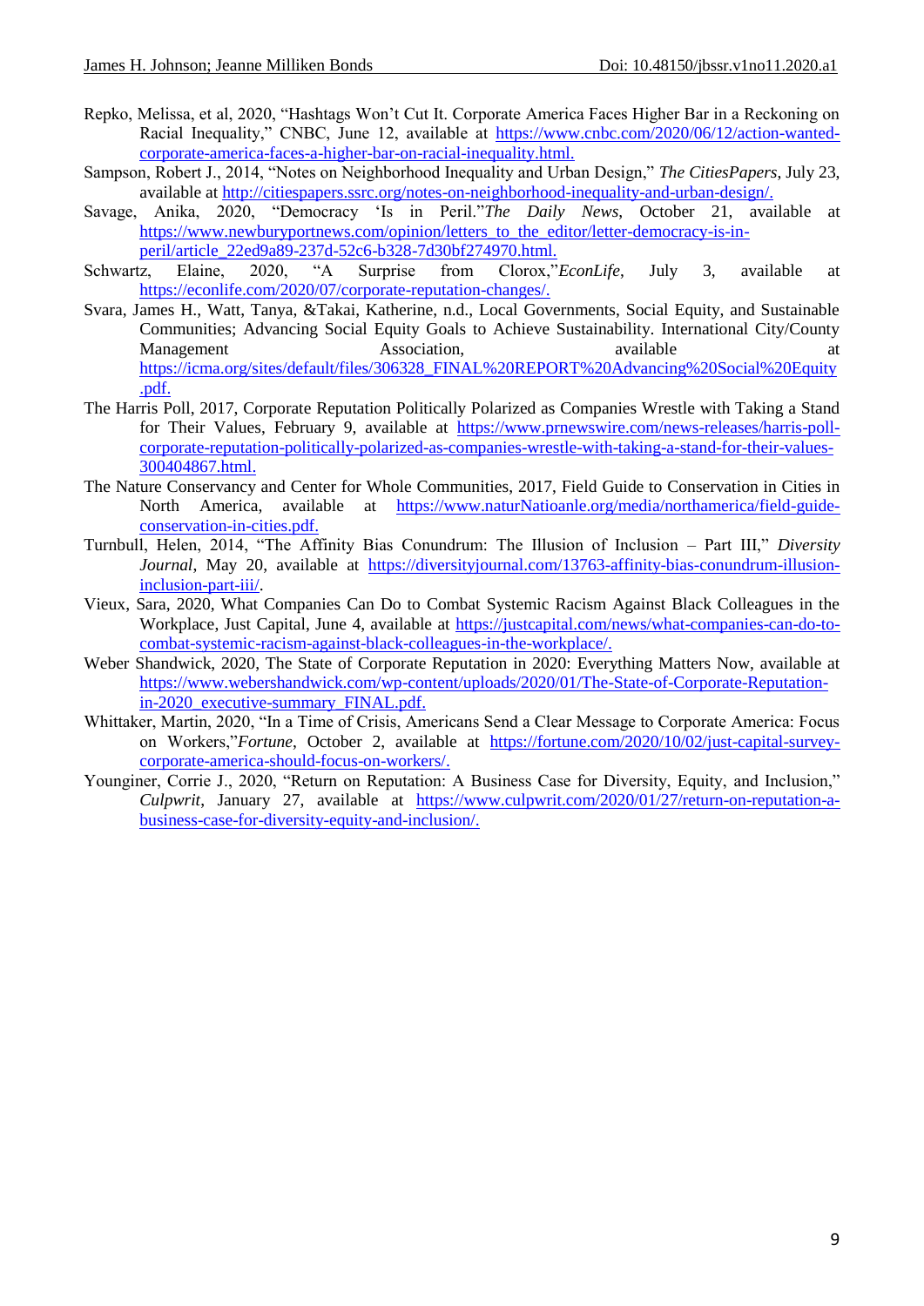Repko, Melissa, et al, 2020, “Hashtags Won’t Cut It. Corporate America Faces Higher Bar in a Reckoning on Racial Inequality,” CNBC, June 12, available at https://www.cnbc.com/2020/06/12/action-wanted-corporate-america-faces-a-higher-bar-on-racial-inequality.html.

Sampson, Robert J., 2014, “Notes on Neighborhood Inequality and Urban Design,” *The CitiesPapers*, July 23, available at http://citiespapers.ssrc.org/notes-on-neighborhood-inequality-and-urban-design/.

Savage, Anika, 2020, “Democracy ‘Is in Peril.”*The Daily News*, October 21, available at https://www.newburyportnews.com/opinion/letters_to_the_editor/letter-democracy-is-in-peril/article_22ed9a89-237d-52c6-b328-7d30bf274970.html.

Schwartz, Elaine, 2020, “A Surprise from Clorox,”*EconLife*, July 3, available at https://econlife.com/2020/07/corporate-reputation-changes/.

Svara, James H., Watt, Tanya, &Takai, Katherine, n.d., Local Governments, Social Equity, and Sustainable Communities; Advancing Social Equity Goals to Achieve Sustainability. International City/County Management Association, available at https://icma.org/sites/default/files/306328_FINAL%20REPORT%20Advancing%20Social%20Equity.pdf.

The Harris Poll, 2017, Corporate Reputation Politically Polarized as Companies Wrestle with Taking a Stand for Their Values, February 9, available at https://www.prnewswire.com/news-releases/harris-poll-corporate-reputation-politically-polarized-as-companies-wrestle-with-taking-a-stand-for-their-values-300404867.html.

The Nature Conservancy and Center for Whole Communities, 2017, Field Guide to Conservation in Cities in North America, available at https://www.naturNatioanle.org/media/northamerica/field-guide-conservation-in-cities.pdf.

Turnbull, Helen, 2014, “The Affinity Bias Conundrum: The Illusion of Inclusion – Part III,” *Diversity Journal*, May 20, available at https://diversityjournal.com/13763-affinity-bias-conundrum-illusion-inclusion-part-iii/.

Vieux, Sara, 2020, What Companies Can Do to Combat Systemic Racism Against Black Colleagues in the Workplace, Just Capital, June 4, available at https://justcapital.com/news/what-companies-can-do-to-combat-systemic-racism-against-black-colleagues-in-the-workplace/.

Weber Shandwick, 2020, The State of Corporate Reputation in 2020: Everything Matters Now, available at https://www.webershandwick.com/wp-content/uploads/2020/01/The-State-of-Corporate-Reputation-in-2020_executive-summary_FINAL.pdf.

Whittaker, Martin, 2020, “In a Time of Crisis, Americans Send a Clear Message to Corporate America: Focus on Workers,”*Fortune*, October 2, available at https://fortune.com/2020/10/02/just-capital-survey-corporate-america-should-focus-on-workers/.

Younginer, Corrie J., 2020, “Return on Reputation: A Business Case for Diversity, Equity, and Inclusion,” *Culpwrit*, January 27, available at https://www.culpwrit.com/2020/01/27/return-on-reputation-a-business-case-for-diversity-equity-and-inclusion/.